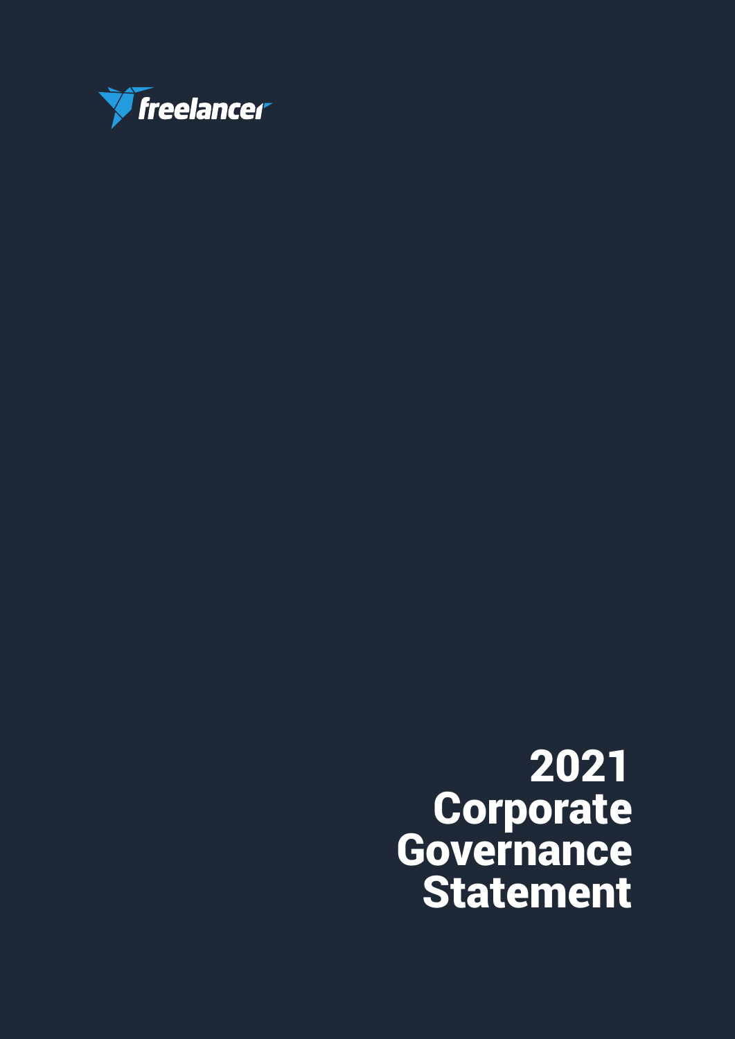freelancer

# 2021 Corporate Governance Statement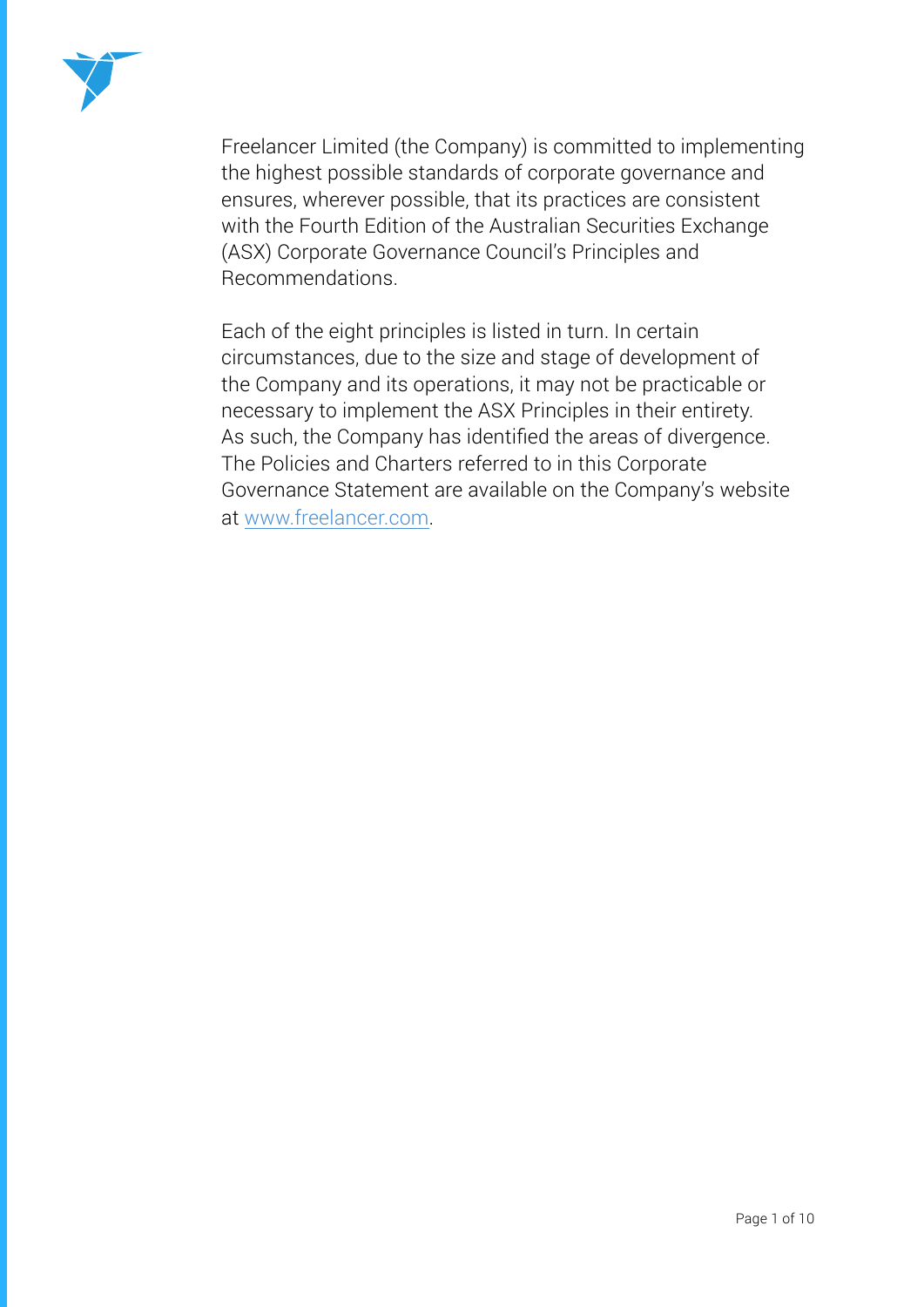Freelancer Limited (the Company) is committed to implementing the highest possible standards of corporate governance and ensures, wherever possible, that its practices are consistent with the Fourth Edition of the Australian Securities Exchange (ASX) Corporate Governance Council's Principles and Recommendations.

Each of the eight principles is listed in turn. In certain circumstances, due to the size and stage of development of the Company and its operations, it may not be practicable or necessary to implement the ASX Principles in their entirety. As such, the Company has identified the areas of divergence. The Policies and Charters referred to in this Corporate Governance Statement are available on the Company's website at [www.freelancer.com](http://www.freelancer.com).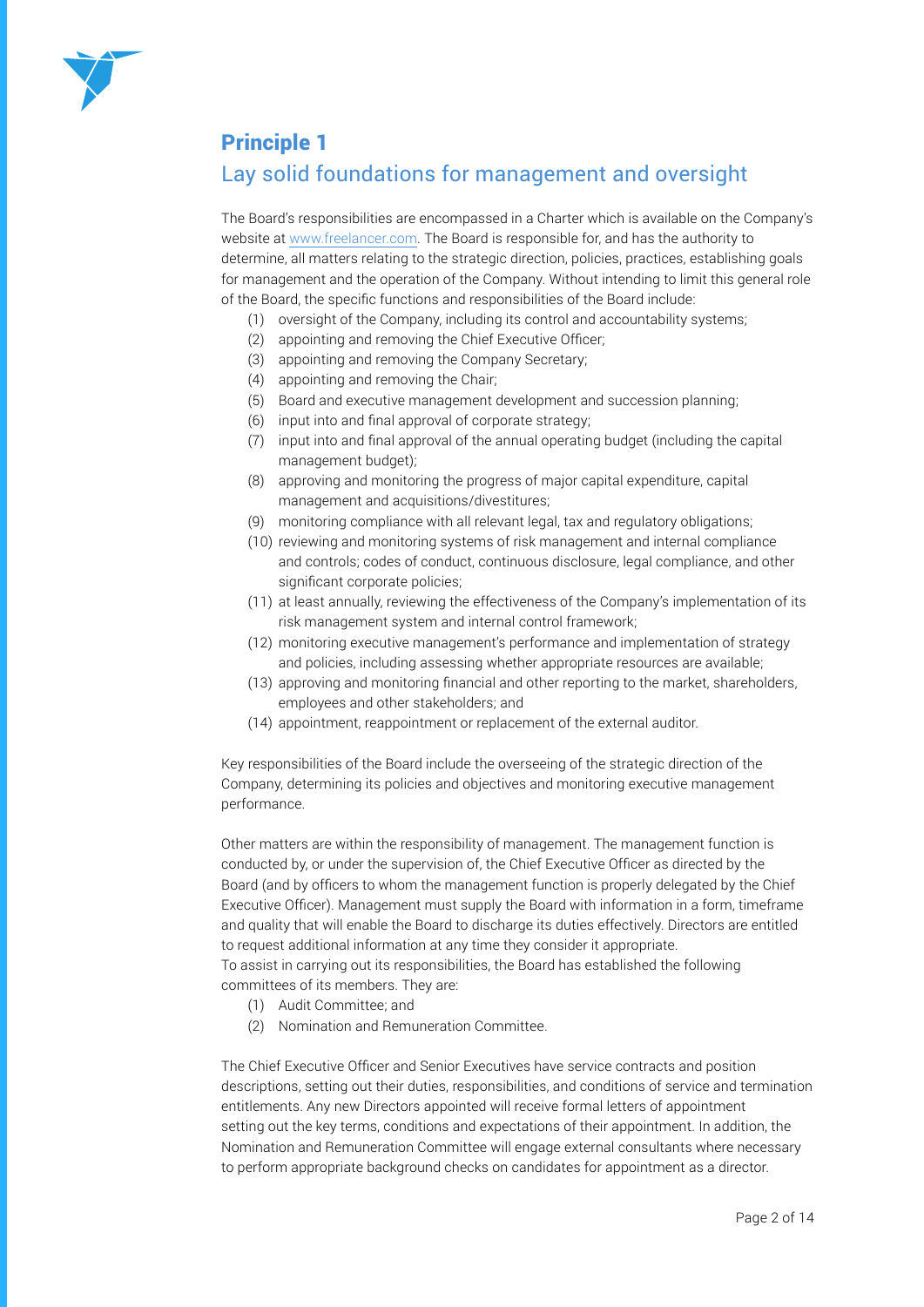# Principle 1

## Lay solid foundations for management and oversight

The Board's responsibilities are encompassed in a Charter which is available on the Company's website at www.freelancer.com. The Board is responsible for, and has the authority to determine, all matters relating to the strategic direction, policies, practices, establishing goals for management and the operation of the Company. Without intending to limit this general role of the Board, the specific functions and responsibilities of the Board include:

(1) oversight of the Company, including its control and accountability systems;
(2) appointing and removing the Chief Executive Officer;
(3) appointing and removing the Company Secretary;
(4) appointing and removing the Chair;
(5) Board and executive management development and succession planning;
(6) input into and final approval of corporate strategy;
(7) input into and final approval of the annual operating budget (including the capital management budget);
(8) approving and monitoring the progress of major capital expenditure, capital management and acquisitions/divestitures;
(9) monitoring compliance with all relevant legal, tax and regulatory obligations;
(10) reviewing and monitoring systems of risk management and internal compliance and controls; codes of conduct, continuous disclosure, legal compliance, and other significant corporate policies;
(11) at least annually, reviewing the effectiveness of the Company's implementation of its risk management system and internal control framework;
(12) monitoring executive management's performance and implementation of strategy and policies, including assessing whether appropriate resources are available;
(13) approving and monitoring financial and other reporting to the market, shareholders, employees and other stakeholders; and
(14) appointment, reappointment or replacement of the external auditor.

Key responsibilities of the Board include the overseeing of the strategic direction of the Company, determining its policies and objectives and monitoring executive management performance.

Other matters are within the responsibility of management. The management function is conducted by, or under the supervision of, the Chief Executive Officer as directed by the Board (and by officers to whom the management function is properly delegated by the Chief Executive Officer). Management must supply the Board with information in a form, timeframe and quality that will enable the Board to discharge its duties effectively. Directors are entitled to request additional information at any time they consider it appropriate.
To assist in carrying out its responsibilities, the Board has established the following committees of its members. They are:

(1) Audit Committee; and
(2) Nomination and Remuneration Committee.

The Chief Executive Officer and Senior Executives have service contracts and position descriptions, setting out their duties, responsibilities, and conditions of service and termination entitlements. Any new Directors appointed will receive formal letters of appointment setting out the key terms, conditions and expectations of their appointment. In addition, the Nomination and Remuneration Committee will engage external consultants where necessary to perform appropriate background checks on candidates for appointment as a director.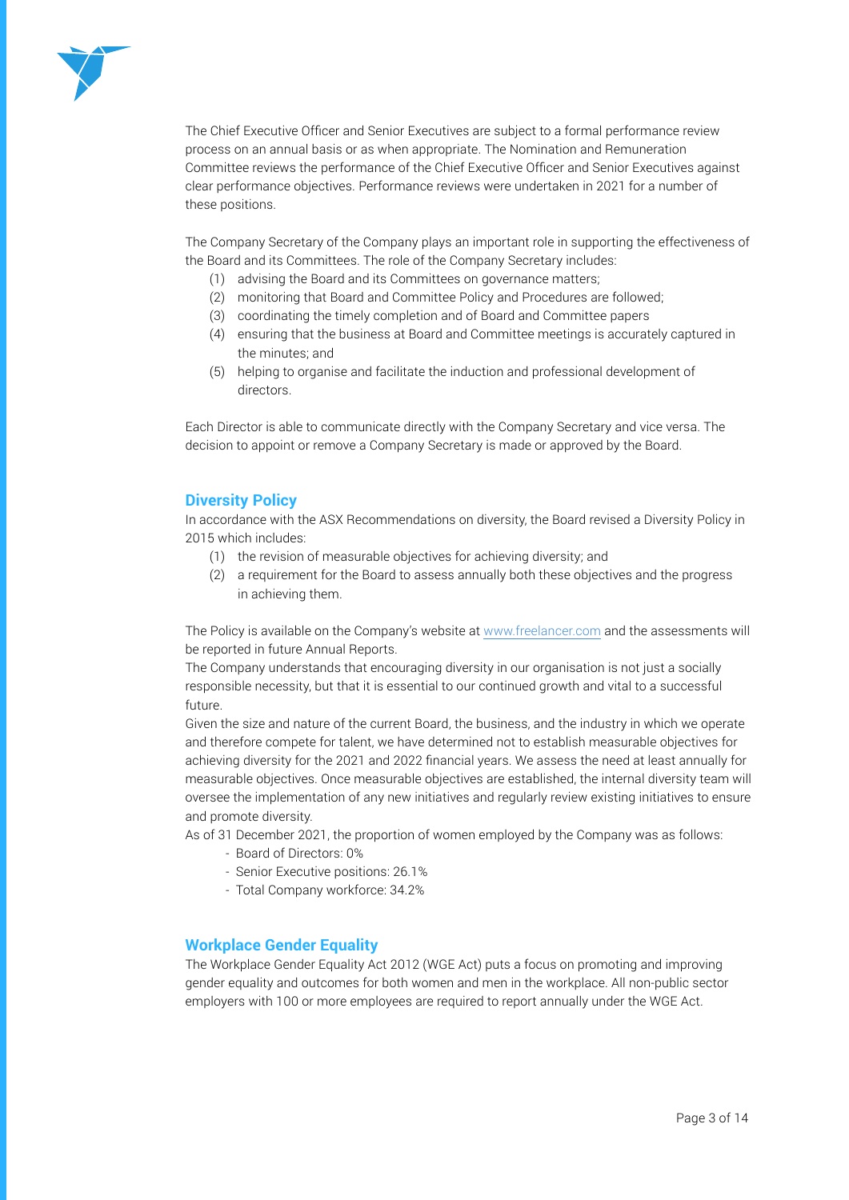The Chief Executive Officer and Senior Executives are subject to a formal performance review process on an annual basis or as when appropriate. The Nomination and Remuneration Committee reviews the performance of the Chief Executive Officer and Senior Executives against clear performance objectives. Performance reviews were undertaken in 2021 for a number of these positions.

The Company Secretary of the Company plays an important role in supporting the effectiveness of the Board and its Committees. The role of the Company Secretary includes:

(1) advising the Board and its Committees on governance matters;
(2) monitoring that Board and Committee Policy and Procedures are followed;
(3) coordinating the timely completion and of Board and Committee papers
(4) ensuring that the business at Board and Committee meetings is accurately captured in the minutes; and
(5) helping to organise and facilitate the induction and professional development of directors.

Each Director is able to communicate directly with the Company Secretary and vice versa. The decision to appoint or remove a Company Secretary is made or approved by the Board.

## Diversity Policy

In accordance with the ASX Recommendations on diversity, the Board revised a Diversity Policy in 2015 which includes:

(1) the revision of measurable objectives for achieving diversity; and
(2) a requirement for the Board to assess annually both these objectives and the progress in achieving them.

The Policy is available on the Company's website at www.freelancer.com and the assessments will be reported in future Annual Reports.

The Company understands that encouraging diversity in our organisation is not just a socially responsible necessity, but that it is essential to our continued growth and vital to a successful future.

Given the size and nature of the current Board, the business, and the industry in which we operate and therefore compete for talent, we have determined not to establish measurable objectives for achieving diversity for the 2021 and 2022 financial years. We assess the need at least annually for measurable objectives. Once measurable objectives are established, the internal diversity team will oversee the implementation of any new initiatives and regularly review existing initiatives to ensure and promote diversity.

As of 31 December 2021, the proportion of women employed by the Company was as follows:

- Board of Directors: 0%
- Senior Executive positions: 26.1%
- Total Company workforce: 34.2%

## Workplace Gender Equality

The Workplace Gender Equality Act 2012 (WGE Act) puts a focus on promoting and improving gender equality and outcomes for both women and men in the workplace. All non-public sector employers with 100 or more employees are required to report annually under the WGE Act.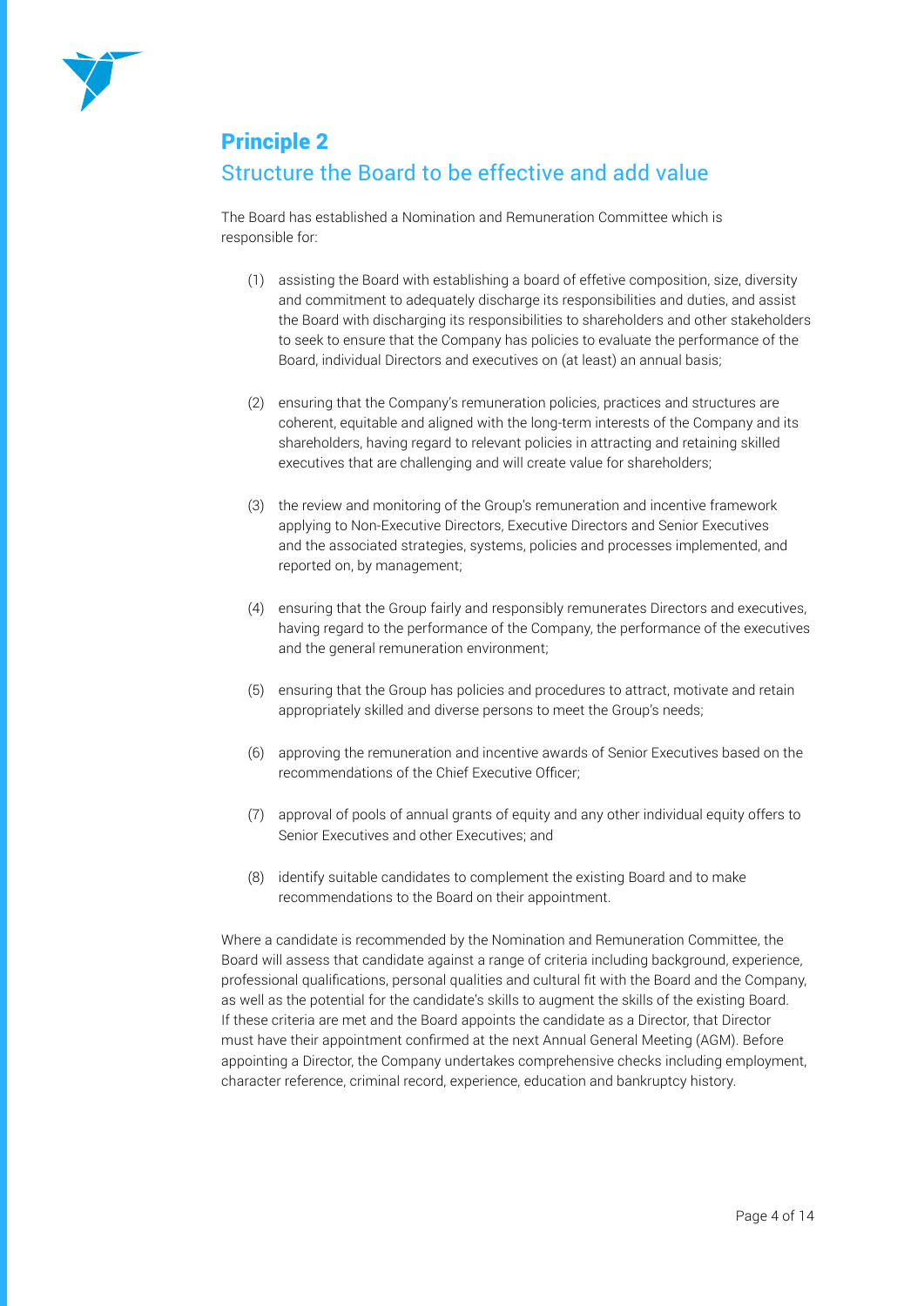# Principle 2

## Structure the Board to be effective and add value

The Board has established a Nomination and Remuneration Committee which is responsible for:

(1) assisting the Board with establishing a board of effetive composition, size, diversity and commitment to adequately discharge its responsibilities and duties, and assist the Board with discharging its responsibilities to shareholders and other stakeholders to seek to ensure that the Company has policies to evaluate the performance of the Board, individual Directors and executives on (at least) an annual basis;

(2) ensuring that the Company's remuneration policies, practices and structures are coherent, equitable and aligned with the long-term interests of the Company and its shareholders, having regard to relevant policies in attracting and retaining skilled executives that are challenging and will create value for shareholders;

(3) the review and monitoring of the Group's remuneration and incentive framework applying to Non-Executive Directors, Executive Directors and Senior Executives and the associated strategies, systems, policies and processes implemented, and reported on, by management;

(4) ensuring that the Group fairly and responsibly remunerates Directors and executives, having regard to the performance of the Company, the performance of the executives and the general remuneration environment;

(5) ensuring that the Group has policies and procedures to attract, motivate and retain appropriately skilled and diverse persons to meet the Group's needs;

(6) approving the remuneration and incentive awards of Senior Executives based on the recommendations of the Chief Executive Officer;

(7) approval of pools of annual grants of equity and any other individual equity offers to Senior Executives and other Executives; and

(8) identify suitable candidates to complement the existing Board and to make recommendations to the Board on their appointment.

Where a candidate is recommended by the Nomination and Remuneration Committee, the Board will assess that candidate against a range of criteria including background, experience, professional qualifications, personal qualities and cultural fit with the Board and the Company, as well as the potential for the candidate's skills to augment the skills of the existing Board. If these criteria are met and the Board appoints the candidate as a Director, that Director must have their appointment confirmed at the next Annual General Meeting (AGM). Before appointing a Director, the Company undertakes comprehensive checks including employment, character reference, criminal record, experience, education and bankruptcy history.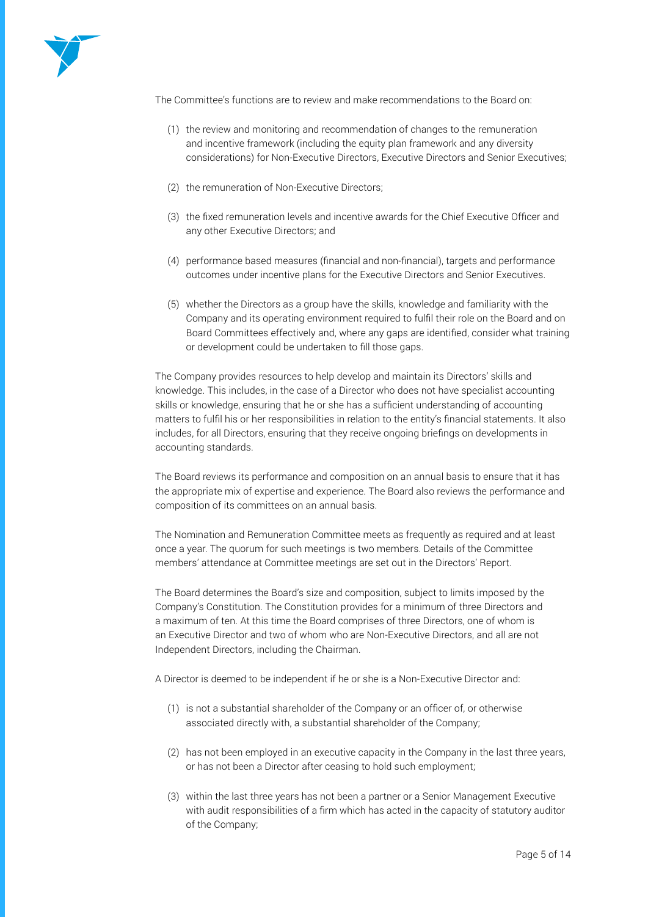The Committee's functions are to review and make recommendations to the Board on:

(1) the review and monitoring and recommendation of changes to the remuneration and incentive framework (including the equity plan framework and any diversity considerations) for Non-Executive Directors, Executive Directors and Senior Executives;

(2) the remuneration of Non-Executive Directors;

(3) the fixed remuneration levels and incentive awards for the Chief Executive Officer and any other Executive Directors; and

(4) performance based measures (financial and non-financial), targets and performance outcomes under incentive plans for the Executive Directors and Senior Executives.

(5) whether the Directors as a group have the skills, knowledge and familiarity with the Company and its operating environment required to fulfil their role on the Board and on Board Committees effectively and, where any gaps are identified, consider what training or development could be undertaken to fill those gaps.

The Company provides resources to help develop and maintain its Directors' skills and knowledge. This includes, in the case of a Director who does not have specialist accounting skills or knowledge, ensuring that he or she has a sufficient understanding of accounting matters to fulfil his or her responsibilities in relation to the entity's financial statements. It also includes, for all Directors, ensuring that they receive ongoing briefings on developments in accounting standards.

The Board reviews its performance and composition on an annual basis to ensure that it has the appropriate mix of expertise and experience. The Board also reviews the performance and composition of its committees on an annual basis.

The Nomination and Remuneration Committee meets as frequently as required and at least once a year. The quorum for such meetings is two members. Details of the Committee members' attendance at Committee meetings are set out in the Directors' Report.

The Board determines the Board's size and composition, subject to limits imposed by the Company's Constitution. The Constitution provides for a minimum of three Directors and a maximum of ten. At this time the Board comprises of three Directors, one of whom is an Executive Director and two of whom who are Non-Executive Directors, and all are not Independent Directors, including the Chairman.

A Director is deemed to be independent if he or she is a Non-Executive Director and:

(1) is not a substantial shareholder of the Company or an officer of, or otherwise associated directly with, a substantial shareholder of the Company;

(2) has not been employed in an executive capacity in the Company in the last three years, or has not been a Director after ceasing to hold such employment;

(3) within the last three years has not been a partner or a Senior Management Executive with audit responsibilities of a firm which has acted in the capacity of statutory auditor of the Company;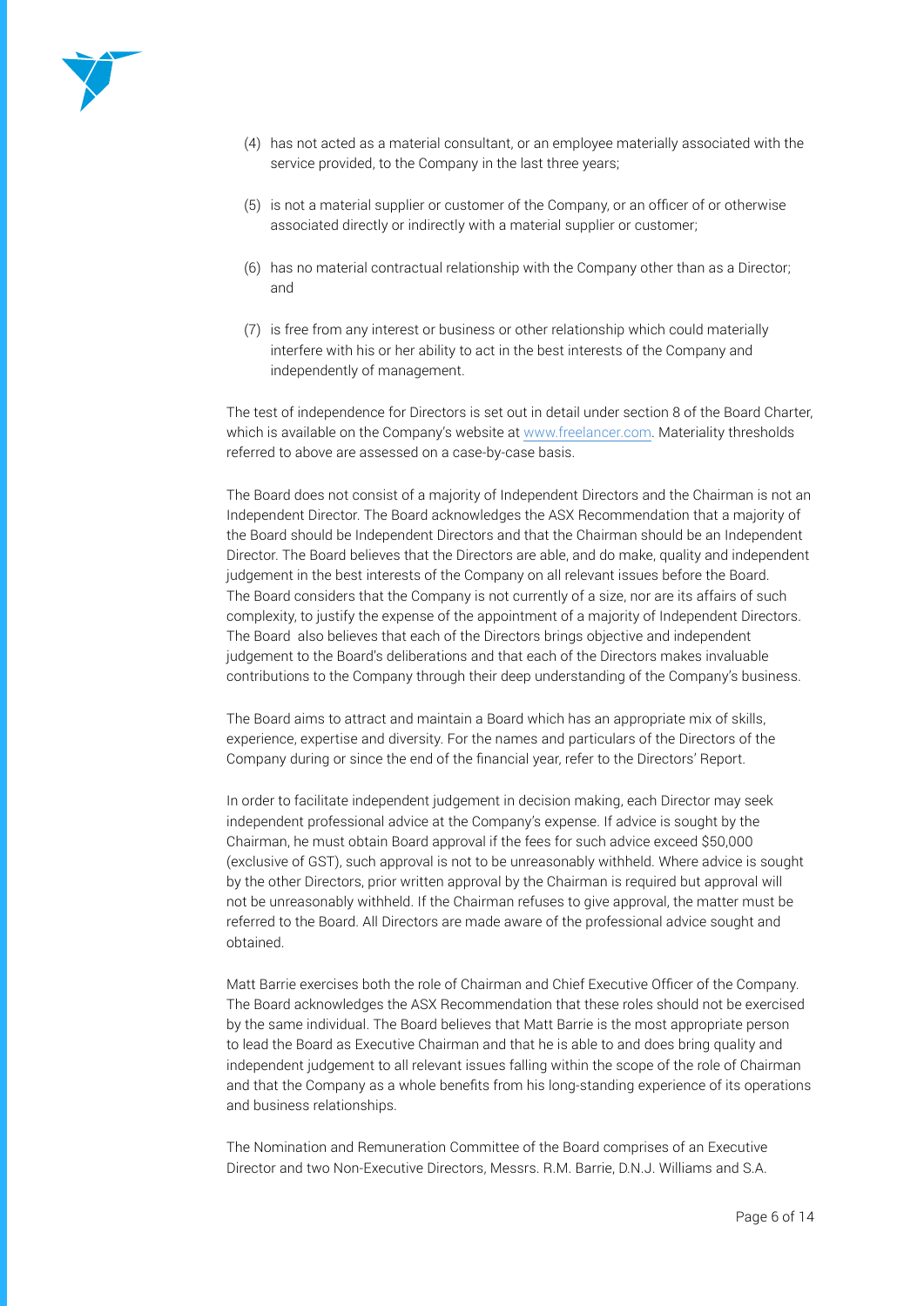(4) has not acted as a material consultant, or an employee materially associated with the service provided, to the Company in the last three years;

(5) is not a material supplier or customer of the Company, or an officer of or otherwise associated directly or indirectly with a material supplier or customer;

(6) has no material contractual relationship with the Company other than as a Director; and

(7) is free from any interest or business or other relationship which could materially interfere with his or her ability to act in the best interests of the Company and independently of management.

The test of independence for Directors is set out in detail under section 8 of the Board Charter, which is available on the Company's website at www.freelancer.com. Materiality thresholds referred to above are assessed on a case-by-case basis.

The Board does not consist of a majority of Independent Directors and the Chairman is not an Independent Director. The Board acknowledges the ASX Recommendation that a majority of the Board should be Independent Directors and that the Chairman should be an Independent Director. The Board believes that the Directors are able, and do make, quality and independent judgement in the best interests of the Company on all relevant issues before the Board. The Board considers that the Company is not currently of a size, nor are its affairs of such complexity, to justify the expense of the appointment of a majority of Independent Directors. The Board also believes that each of the Directors brings objective and independent judgement to the Board's deliberations and that each of the Directors makes invaluable contributions to the Company through their deep understanding of the Company's business.

The Board aims to attract and maintain a Board which has an appropriate mix of skills, experience, expertise and diversity. For the names and particulars of the Directors of the Company during or since the end of the financial year, refer to the Directors' Report.

In order to facilitate independent judgement in decision making, each Director may seek independent professional advice at the Company's expense. If advice is sought by the Chairman, he must obtain Board approval if the fees for such advice exceed $50,000 (exclusive of GST), such approval is not to be unreasonably withheld. Where advice is sought by the other Directors, prior written approval by the Chairman is required but approval will not be unreasonably withheld. If the Chairman refuses to give approval, the matter must be referred to the Board. All Directors are made aware of the professional advice sought and obtained.

Matt Barrie exercises both the role of Chairman and Chief Executive Officer of the Company. The Board acknowledges the ASX Recommendation that these roles should not be exercised by the same individual. The Board believes that Matt Barrie is the most appropriate person to lead the Board as Executive Chairman and that he is able to and does bring quality and independent judgement to all relevant issues falling within the scope of the role of Chairman and that the Company as a whole benefits from his long-standing experience of its operations and business relationships.

The Nomination and Remuneration Committee of the Board comprises of an Executive Director and two Non-Executive Directors, Messrs. R.M. Barrie, D.N.J. Williams and S.A.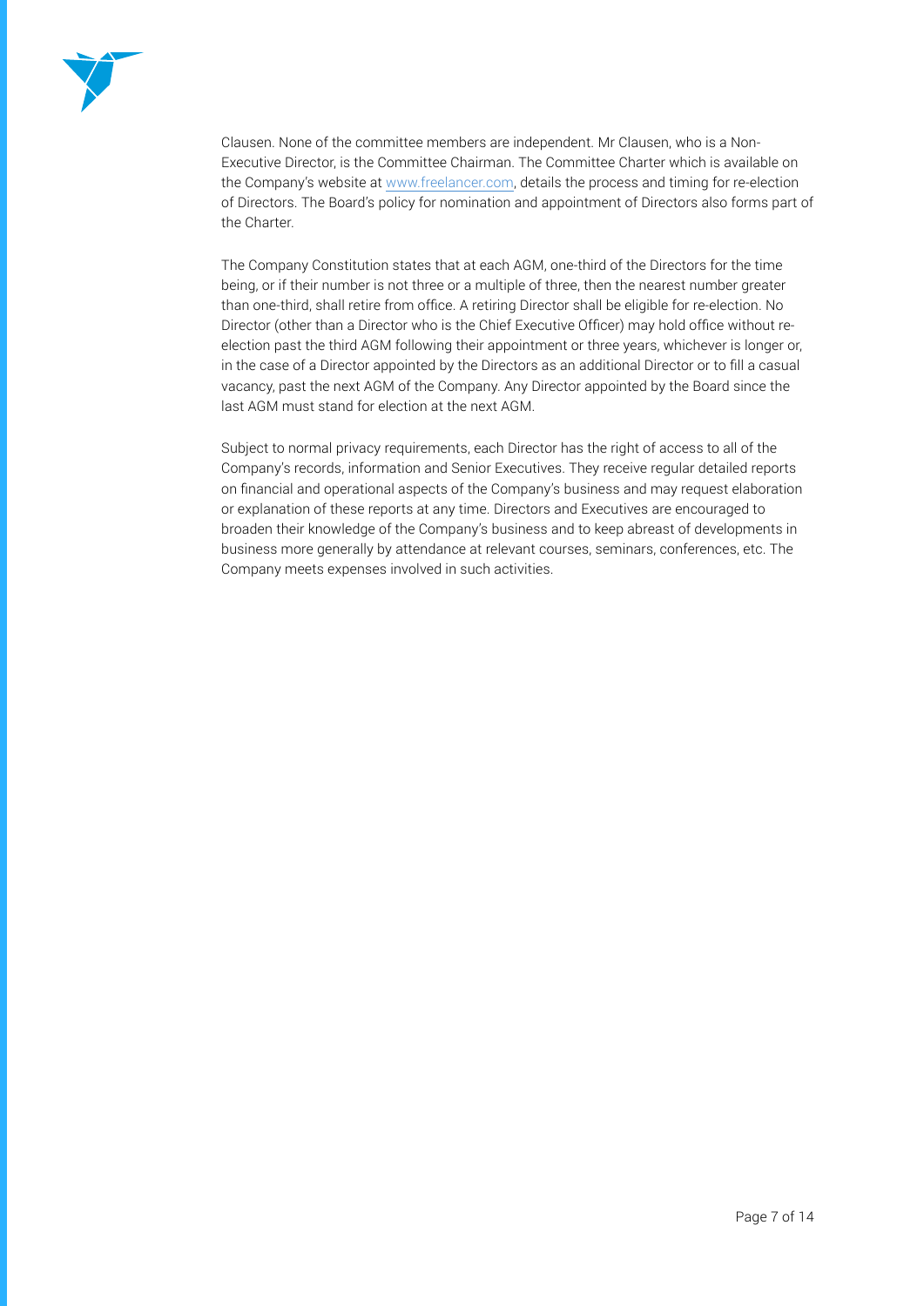Clausen. None of the committee members are independent. Mr Clausen, who is a Non-Executive Director, is the Committee Chairman. The Committee Charter which is available on the Company's website at [www.freelancer.com](http://www.freelancer.com), details the process and timing for re-election of Directors. The Board's policy for nomination and appointment of Directors also forms part of the Charter.

The Company Constitution states that at each AGM, one-third of the Directors for the time being, or if their number is not three or a multiple of three, then the nearest number greater than one-third, shall retire from office. A retiring Director shall be eligible for re-election. No Director (other than a Director who is the Chief Executive Officer) may hold office without re-election past the third AGM following their appointment or three years, whichever is longer or, in the case of a Director appointed by the Directors as an additional Director or to fill a casual vacancy, past the next AGM of the Company. Any Director appointed by the Board since the last AGM must stand for election at the next AGM.

Subject to normal privacy requirements, each Director has the right of access to all of the Company's records, information and Senior Executives. They receive regular detailed reports on financial and operational aspects of the Company's business and may request elaboration or explanation of these reports at any time. Directors and Executives are encouraged to broaden their knowledge of the Company's business and to keep abreast of developments in business more generally by attendance at relevant courses, seminars, conferences, etc. The Company meets expenses involved in such activities.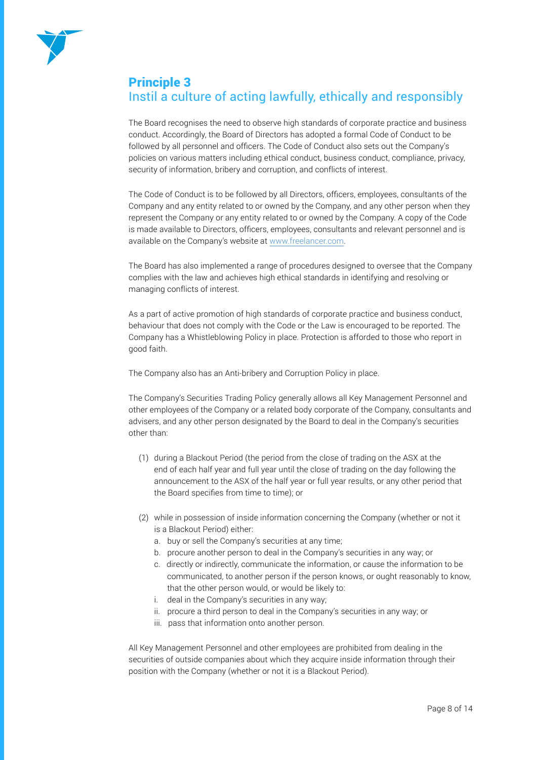## Principle 3
### Instil a culture of acting lawfully, ethically and responsibly

The Board recognises the need to observe high standards of corporate practice and business conduct. Accordingly, the Board of Directors has adopted a formal Code of Conduct to be followed by all personnel and officers. The Code of Conduct also sets out the Company's policies on various matters including ethical conduct, business conduct, compliance, privacy, security of information, bribery and corruption, and conflicts of interest.

The Code of Conduct is to be followed by all Directors, officers, employees, consultants of the Company and any entity related to or owned by the Company, and any other person when they represent the Company or any entity related to or owned by the Company. A copy of the Code is made available to Directors, officers, employees, consultants and relevant personnel and is available on the Company's website at [www.freelancer.com](http://www.freelancer.com).

The Board has also implemented a range of procedures designed to oversee that the Company complies with the law and achieves high ethical standards in identifying and resolving or managing conflicts of interest.

As a part of active promotion of high standards of corporate practice and business conduct, behaviour that does not comply with the Code or the Law is encouraged to be reported. The Company has a Whistleblowing Policy in place. Protection is afforded to those who report in good faith.

The Company also has an Anti-bribery and Corruption Policy in place.

The Company's Securities Trading Policy generally allows all Key Management Personnel and other employees of the Company or a related body corporate of the Company, consultants and advisers, and any other person designated by the Board to deal in the Company's securities other than:

(1) during a Blackout Period (the period from the close of trading on the ASX at the end of each half year and full year until the close of trading on the day following the announcement to the ASX of the half year or full year results, or any other period that the Board specifies from time to time); or

(2) while in possession of inside information concerning the Company (whether or not it is a Blackout Period) either:
   a. buy or sell the Company's securities at any time;
   b. procure another person to deal in the Company's securities in any way; or
   c. directly or indirectly, communicate the information, or cause the information to be communicated, to another person if the person knows, or ought reasonably to know, that the other person would, or would be likely to:
   i. deal in the Company's securities in any way;
   ii. procure a third person to deal in the Company's securities in any way; or
   iii. pass that information onto another person.

All Key Management Personnel and other employees are prohibited from dealing in the securities of outside companies about which they acquire inside information through their position with the Company (whether or not it is a Blackout Period).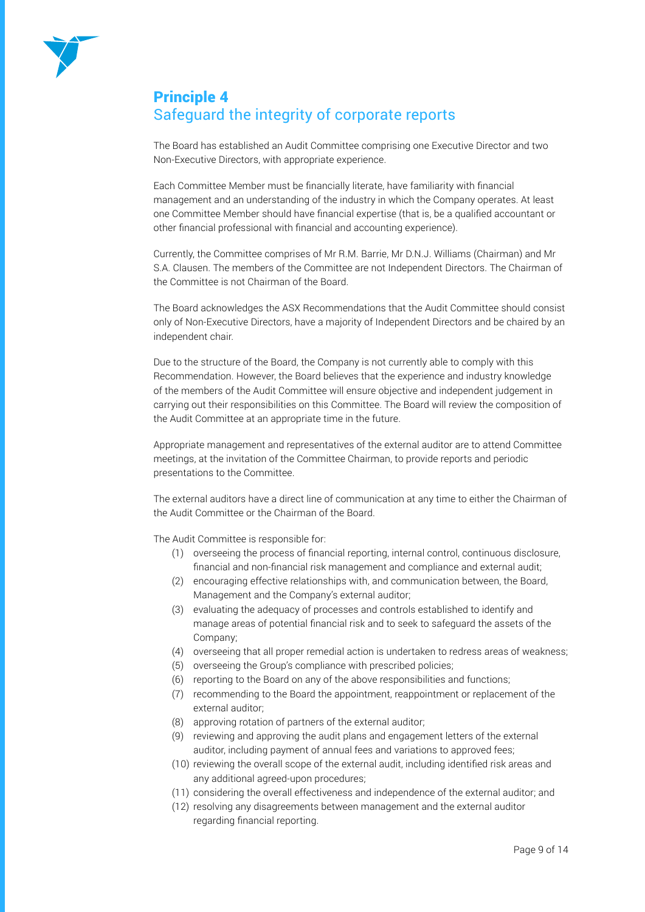## Principle 4
### Safeguard the integrity of corporate reports

The Board has established an Audit Committee comprising one Executive Director and two Non-Executive Directors, with appropriate experience.

Each Committee Member must be financially literate, have familiarity with financial management and an understanding of the industry in which the Company operates. At least one Committee Member should have financial expertise (that is, be a qualified accountant or other financial professional with financial and accounting experience).

Currently, the Committee comprises of Mr R.M. Barrie, Mr D.N.J. Williams (Chairman) and Mr S.A. Clausen. The members of the Committee are not Independent Directors. The Chairman of the Committee is not Chairman of the Board.

The Board acknowledges the ASX Recommendations that the Audit Committee should consist only of Non-Executive Directors, have a majority of Independent Directors and be chaired by an independent chair.

Due to the structure of the Board, the Company is not currently able to comply with this Recommendation. However, the Board believes that the experience and industry knowledge of the members of the Audit Committee will ensure objective and independent judgement in carrying out their responsibilities on this Committee. The Board will review the composition of the Audit Committee at an appropriate time in the future.

Appropriate management and representatives of the external auditor are to attend Committee meetings, at the invitation of the Committee Chairman, to provide reports and periodic presentations to the Committee.

The external auditors have a direct line of communication at any time to either the Chairman of the Audit Committee or the Chairman of the Board.

The Audit Committee is responsible for:

(1) overseeing the process of financial reporting, internal control, continuous disclosure, financial and non-financial risk management and compliance and external audit;
(2) encouraging effective relationships with, and communication between, the Board, Management and the Company's external auditor;
(3) evaluating the adequacy of processes and controls established to identify and manage areas of potential financial risk and to seek to safeguard the assets of the Company;
(4) overseeing that all proper remedial action is undertaken to redress areas of weakness;
(5) overseeing the Group's compliance with prescribed policies;
(6) reporting to the Board on any of the above responsibilities and functions;
(7) recommending to the Board the appointment, reappointment or replacement of the external auditor;
(8) approving rotation of partners of the external auditor;
(9) reviewing and approving the audit plans and engagement letters of the external auditor, including payment of annual fees and variations to approved fees;
(10) reviewing the overall scope of the external audit, including identified risk areas and any additional agreed-upon procedures;
(11) considering the overall effectiveness and independence of the external auditor; and
(12) resolving any disagreements between management and the external auditor regarding financial reporting.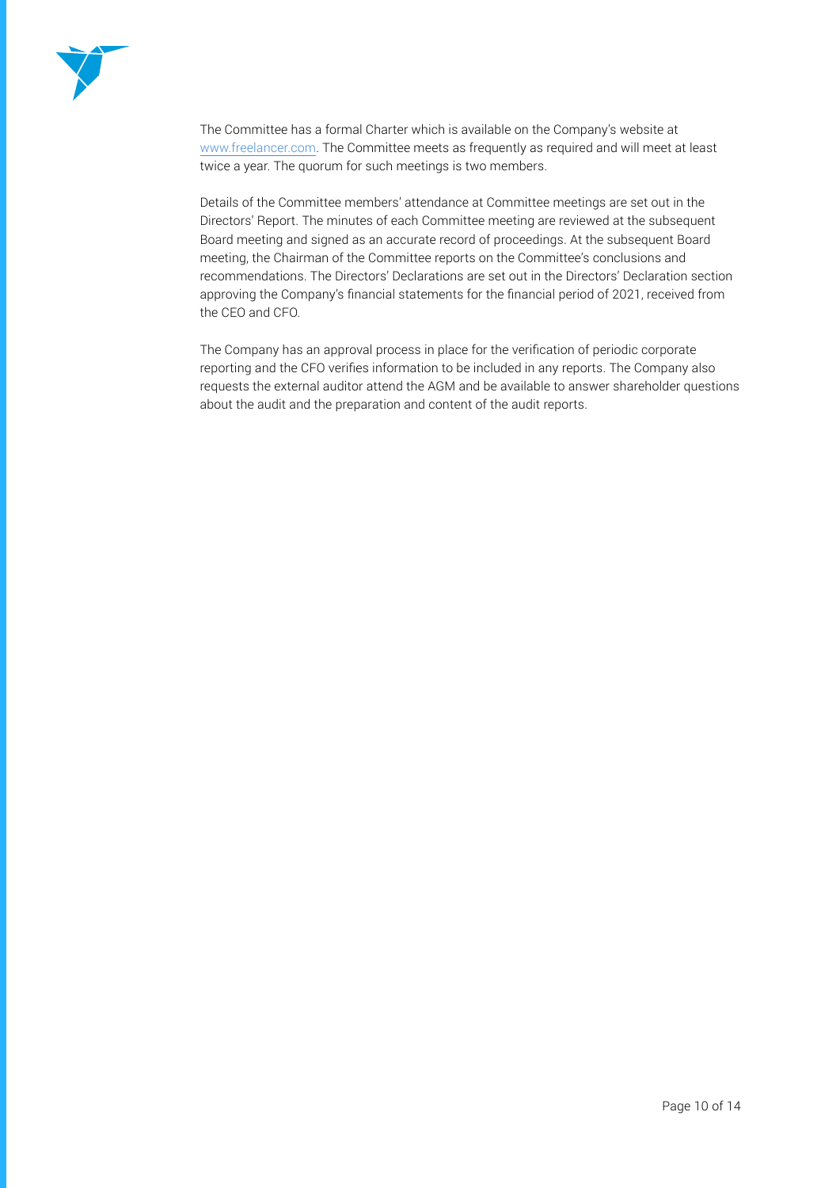The Committee has a formal Charter which is available on the Company's website at www.freelancer.com. The Committee meets as frequently as required and will meet at least twice a year. The quorum for such meetings is two members.

Details of the Committee members' attendance at Committee meetings are set out in the Directors' Report. The minutes of each Committee meeting are reviewed at the subsequent Board meeting and signed as an accurate record of proceedings. At the subsequent Board meeting, the Chairman of the Committee reports on the Committee's conclusions and recommendations. The Directors' Declarations are set out in the Directors' Declaration section approving the Company's financial statements for the financial period of 2021, received from the CEO and CFO.

The Company has an approval process in place for the verification of periodic corporate reporting and the CFO verifies information to be included in any reports. The Company also requests the external auditor attend the AGM and be available to answer shareholder questions about the audit and the preparation and content of the audit reports.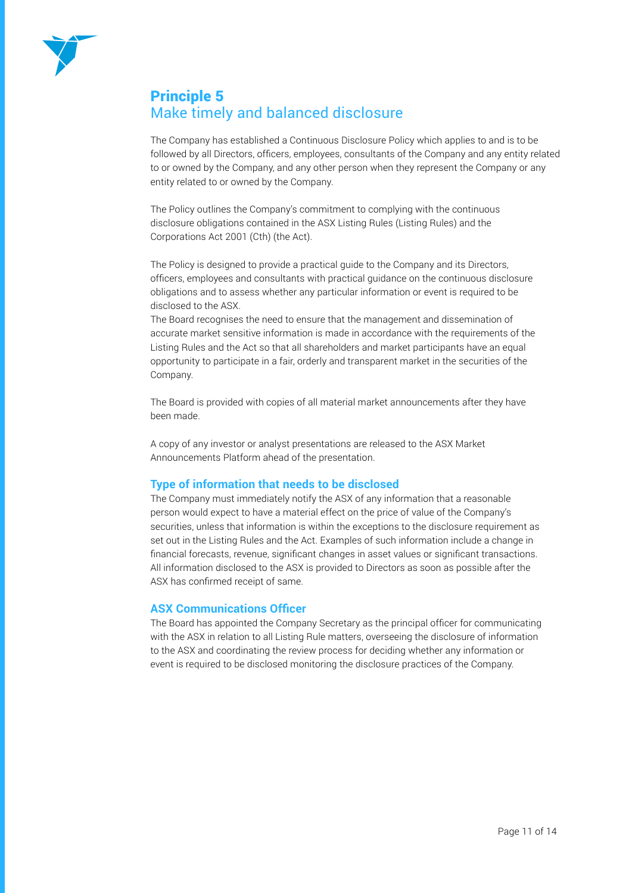# Principle 5
## Make timely and balanced disclosure

The Company has established a Continuous Disclosure Policy which applies to and is to be followed by all Directors, officers, employees, consultants of the Company and any entity related to or owned by the Company, and any other person when they represent the Company or any entity related to or owned by the Company.

The Policy outlines the Company's commitment to complying with the continuous disclosure obligations contained in the ASX Listing Rules (Listing Rules) and the Corporations Act 2001 (Cth) (the Act).

The Policy is designed to provide a practical guide to the Company and its Directors, officers, employees and consultants with practical guidance on the continuous disclosure obligations and to assess whether any particular information or event is required to be disclosed to the ASX.
The Board recognises the need to ensure that the management and dissemination of accurate market sensitive information is made in accordance with the requirements of the Listing Rules and the Act so that all shareholders and market participants have an equal opportunity to participate in a fair, orderly and transparent market in the securities of the Company.

The Board is provided with copies of all material market announcements after they have been made.

A copy of any investor or analyst presentations are released to the ASX Market Announcements Platform ahead of the presentation.

### Type of information that needs to be disclosed

The Company must immediately notify the ASX of any information that a reasonable person would expect to have a material effect on the price of value of the Company's securities, unless that information is within the exceptions to the disclosure requirement as set out in the Listing Rules and the Act. Examples of such information include a change in financial forecasts, revenue, significant changes in asset values or significant transactions. All information disclosed to the ASX is provided to Directors as soon as possible after the ASX has confirmed receipt of same.

### ASX Communications Officer

The Board has appointed the Company Secretary as the principal officer for communicating with the ASX in relation to all Listing Rule matters, overseeing the disclosure of information to the ASX and coordinating the review process for deciding whether any information or event is required to be disclosed monitoring the disclosure practices of the Company.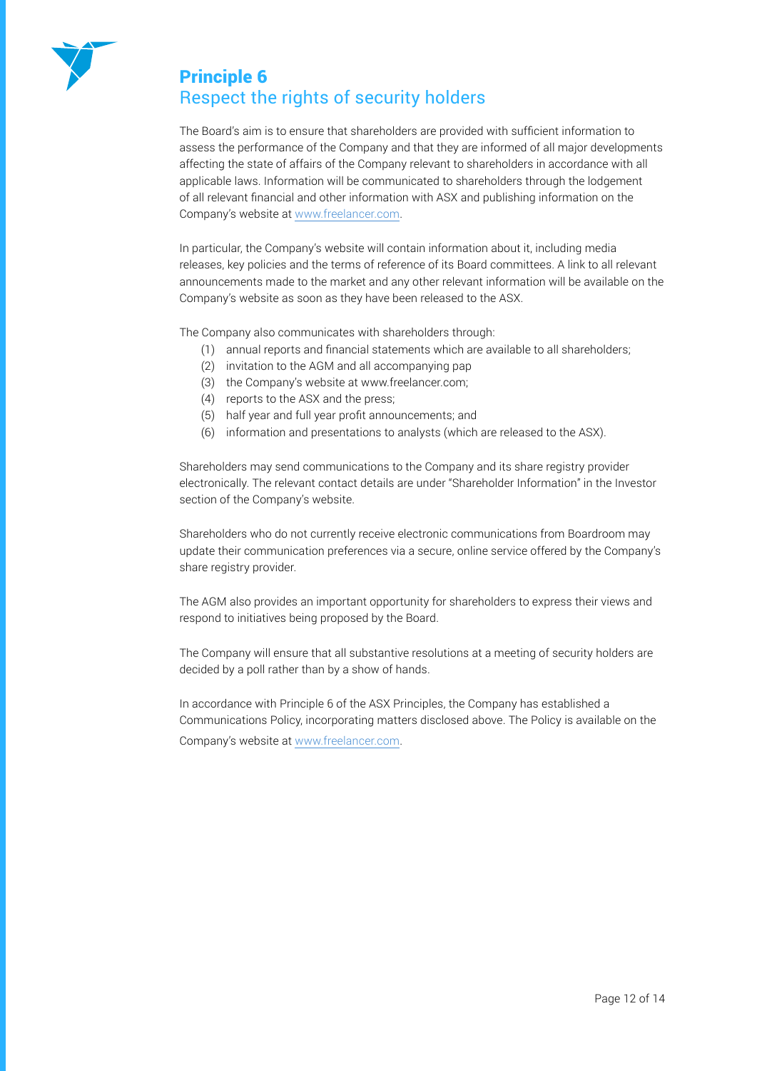# Principle 6
## Respect the rights of security holders

The Board's aim is to ensure that shareholders are provided with sufficient information to assess the performance of the Company and that they are informed of all major developments affecting the state of affairs of the Company relevant to shareholders in accordance with all applicable laws. Information will be communicated to shareholders through the lodgement of all relevant financial and other information with ASX and publishing information on the Company's website at www.freelancer.com.

In particular, the Company's website will contain information about it, including media releases, key policies and the terms of reference of its Board committees. A link to all relevant announcements made to the market and any other relevant information will be available on the Company's website as soon as they have been released to the ASX.

The Company also communicates with shareholders through:

(1) annual reports and financial statements which are available to all shareholders;
(2) invitation to the AGM and all accompanying pap
(3) the Company's website at www.freelancer.com;
(4) reports to the ASX and the press;
(5) half year and full year profit announcements; and
(6) information and presentations to analysts (which are released to the ASX).

Shareholders may send communications to the Company and its share registry provider electronically. The relevant contact details are under "Shareholder Information" in the Investor section of the Company's website.

Shareholders who do not currently receive electronic communications from Boardroom may update their communication preferences via a secure, online service offered by the Company's share registry provider.

The AGM also provides an important opportunity for shareholders to express their views and respond to initiatives being proposed by the Board.

The Company will ensure that all substantive resolutions at a meeting of security holders are decided by a poll rather than by a show of hands.

In accordance with Principle 6 of the ASX Principles, the Company has established a Communications Policy, incorporating matters disclosed above. The Policy is available on the Company's website at www.freelancer.com.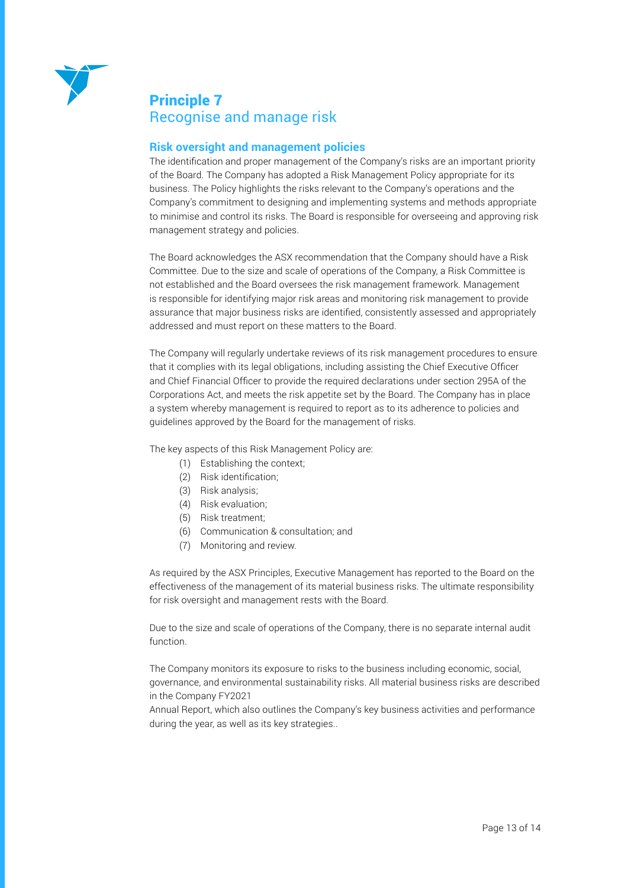# Principle 7
## Recognise and manage risk

### Risk oversight and management policies

The identification and proper management of the Company's risks are an important priority of the Board. The Company has adopted a Risk Management Policy appropriate for its business. The Policy highlights the risks relevant to the Company's operations and the Company's commitment to designing and implementing systems and methods appropriate to minimise and control its risks. The Board is responsible for overseeing and approving risk management strategy and policies.

The Board acknowledges the ASX recommendation that the Company should have a Risk Committee. Due to the size and scale of operations of the Company, a Risk Committee is not established and the Board oversees the risk management framework. Management is responsible for identifying major risk areas and monitoring risk management to provide assurance that major business risks are identified, consistently assessed and appropriately addressed and must report on these matters to the Board.

The Company will regularly undertake reviews of its risk management procedures to ensure that it complies with its legal obligations, including assisting the Chief Executive Officer and Chief Financial Officer to provide the required declarations under section 295A of the Corporations Act, and meets the risk appetite set by the Board. The Company has in place a system whereby management is required to report as to its adherence to policies and guidelines approved by the Board for the management of risks.

The key aspects of this Risk Management Policy are:

(1) Establishing the context;
(2) Risk identification;
(3) Risk analysis;
(4) Risk evaluation;
(5) Risk treatment;
(6) Communication & consultation; and
(7) Monitoring and review.

As required by the ASX Principles, Executive Management has reported to the Board on the effectiveness of the management of its material business risks. The ultimate responsibility for risk oversight and management rests with the Board.

Due to the size and scale of operations of the Company, there is no separate internal audit function.

The Company monitors its exposure to risks to the business including economic, social, governance, and environmental sustainability risks. All material business risks are described in the Company FY2021
Annual Report, which also outlines the Company's key business activities and performance during the year, as well as its key strategies..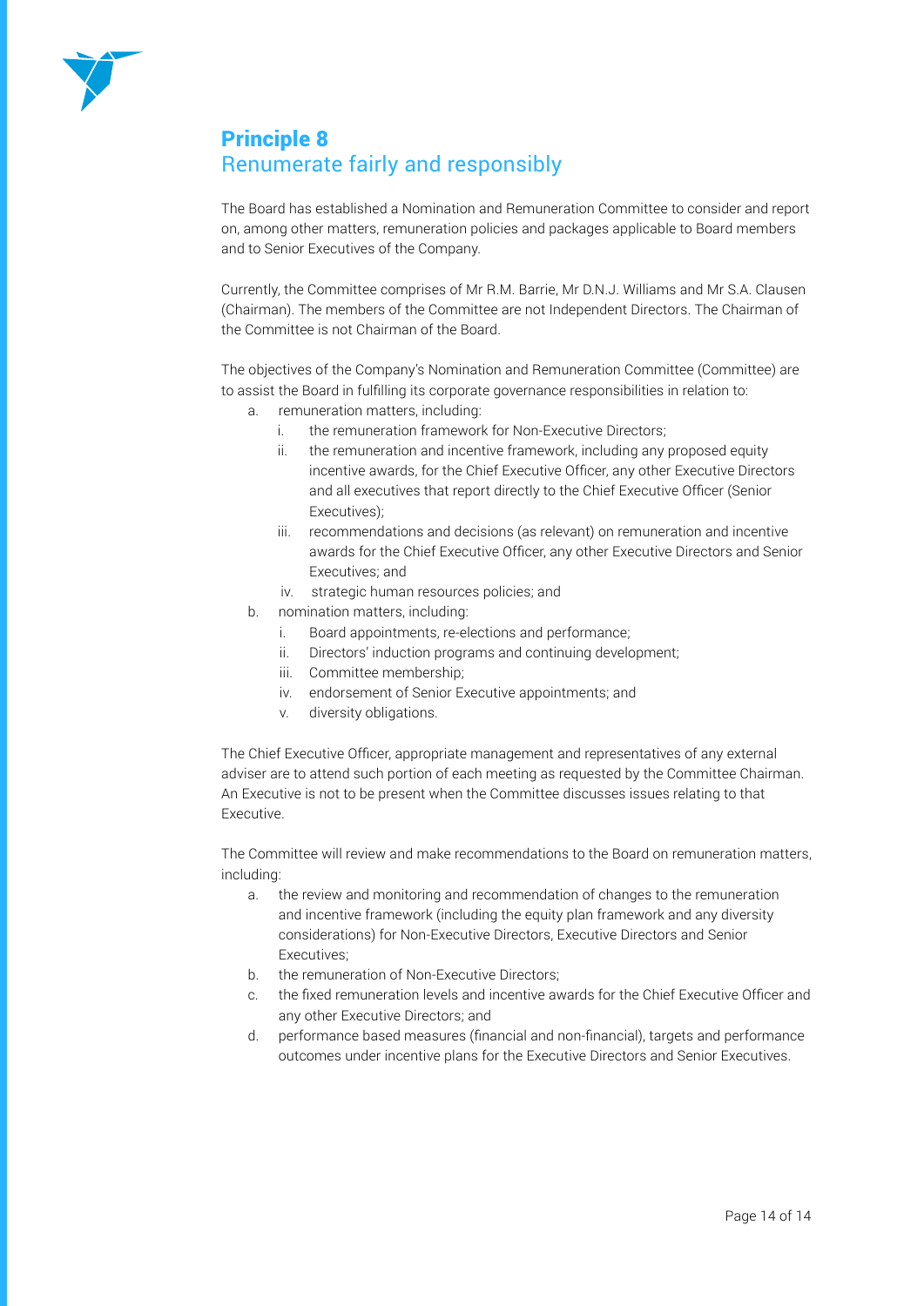# Principle 8

## Renumerate fairly and responsibly

The Board has established a Nomination and Remuneration Committee to consider and report on, among other matters, remuneration policies and packages applicable to Board members and to Senior Executives of the Company.

Currently, the Committee comprises of Mr R.M. Barrie, Mr D.N.J. Williams and Mr S.A. Clausen (Chairman). The members of the Committee are not Independent Directors. The Chairman of the Committee is not Chairman of the Board.

The objectives of the Company's Nomination and Remuneration Committee (Committee) are to assist the Board in fulfilling its corporate governance responsibilities in relation to:

a. remuneration matters, including:
   i. the remuneration framework for Non-Executive Directors;
   ii. the remuneration and incentive framework, including any proposed equity incentive awards, for the Chief Executive Officer, any other Executive Directors and all executives that report directly to the Chief Executive Officer (Senior Executives);
   iii. recommendations and decisions (as relevant) on remuneration and incentive awards for the Chief Executive Officer, any other Executive Directors and Senior Executives; and
   iv. strategic human resources policies; and
b. nomination matters, including:
   i. Board appointments, re-elections and performance;
   ii. Directors' induction programs and continuing development;
   iii. Committee membership;
   iv. endorsement of Senior Executive appointments; and
   v. diversity obligations.

The Chief Executive Officer, appropriate management and representatives of any external adviser are to attend such portion of each meeting as requested by the Committee Chairman. An Executive is not to be present when the Committee discusses issues relating to that Executive.

The Committee will review and make recommendations to the Board on remuneration matters, including:

a. the review and monitoring and recommendation of changes to the remuneration and incentive framework (including the equity plan framework and any diversity considerations) for Non-Executive Directors, Executive Directors and Senior Executives;
b. the remuneration of Non-Executive Directors;
c. the fixed remuneration levels and incentive awards for the Chief Executive Officer and any other Executive Directors; and
d. performance based measures (financial and non-financial), targets and performance outcomes under incentive plans for the Executive Directors and Senior Executives.